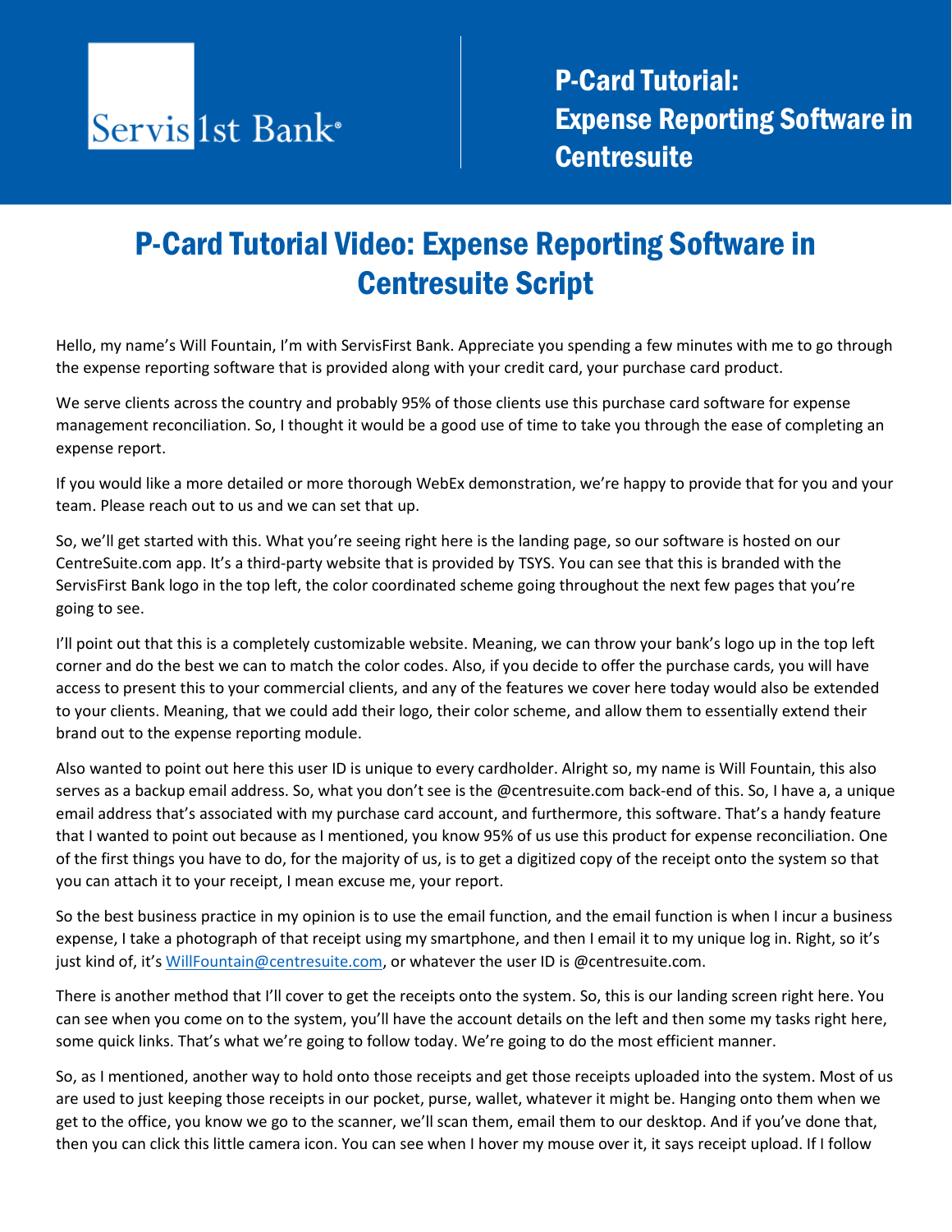Servis 1st Bank®

# P-Card Tutorial: Expense Reporting Software in Centresuite

## P-Card Tutorial Video: Expense Reporting Software in Centresuite Script

Hello, my name's Will Fountain, I'm with ServisFirst Bank. Appreciate you spending a few minutes with me to go through the expense reporting software that is provided along with your credit card, your purchase card product.

We serve clients across the country and probably 95% of those clients use this purchase card software for expense management reconciliation. So, I thought it would be a good use of time to take you through the ease of completing an expense report.

If you would like a more detailed or more thorough WebEx demonstration, we're happy to provide that for you and your team. Please reach out to us and we can set that up.

So, we'll get started with this. What you're seeing right here is the landing page, so our software is hosted on our CentreSuite.com app. It's a third-party website that is provided by TSYS. You can see that this is branded with the ServisFirst Bank logo in the top left, the color coordinated scheme going throughout the next few pages that you're going to see.

I'll point out that this is a completely customizable website. Meaning, we can throw your bank's logo up in the top left corner and do the best we can to match the color codes. Also, if you decide to offer the purchase cards, you will have access to present this to your commercial clients, and any of the features we cover here today would also be extended to your clients. Meaning, that we could add their logo, their color scheme, and allow them to essentially extend their brand out to the expense reporting module.

Also wanted to point out here this user ID is unique to every cardholder. Alright so, my name is Will Fountain, this also serves as a backup email address. So, what you don't see is the @centresuite.com back-end of this. So, I have a, a unique email address that's associated with my purchase card account, and furthermore, this software. That's a handy feature that I wanted to point out because as I mentioned, you know 95% of us use this product for expense reconciliation. One of the first things you have to do, for the majority of us, is to get a digitized copy of the receipt onto the system so that you can attach it to your receipt, I mean excuse me, your report.

So the best business practice in my opinion is to use the email function, and the email function is when I incur a business expense, I take a photograph of that receipt using my smartphone, and then I email it to my unique log in. Right, so it's just kind of, it's WillFountain@centresuite.com, or whatever the user ID is @centresuite.com.

There is another method that I'll cover to get the receipts onto the system. So, this is our landing screen right here. You can see when you come on to the system, you'll have the account details on the left and then some my tasks right here, some quick links. That's what we're going to follow today. We're going to do the most efficient manner.

So, as I mentioned, another way to hold onto those receipts and get those receipts uploaded into the system. Most of us are used to just keeping those receipts in our pocket, purse, wallet, whatever it might be. Hanging onto them when we get to the office, you know we go to the scanner, we'll scan them, email them to our desktop. And if you've done that, then you can click this little camera icon. You can see when I hover my mouse over it, it says receipt upload. If I follow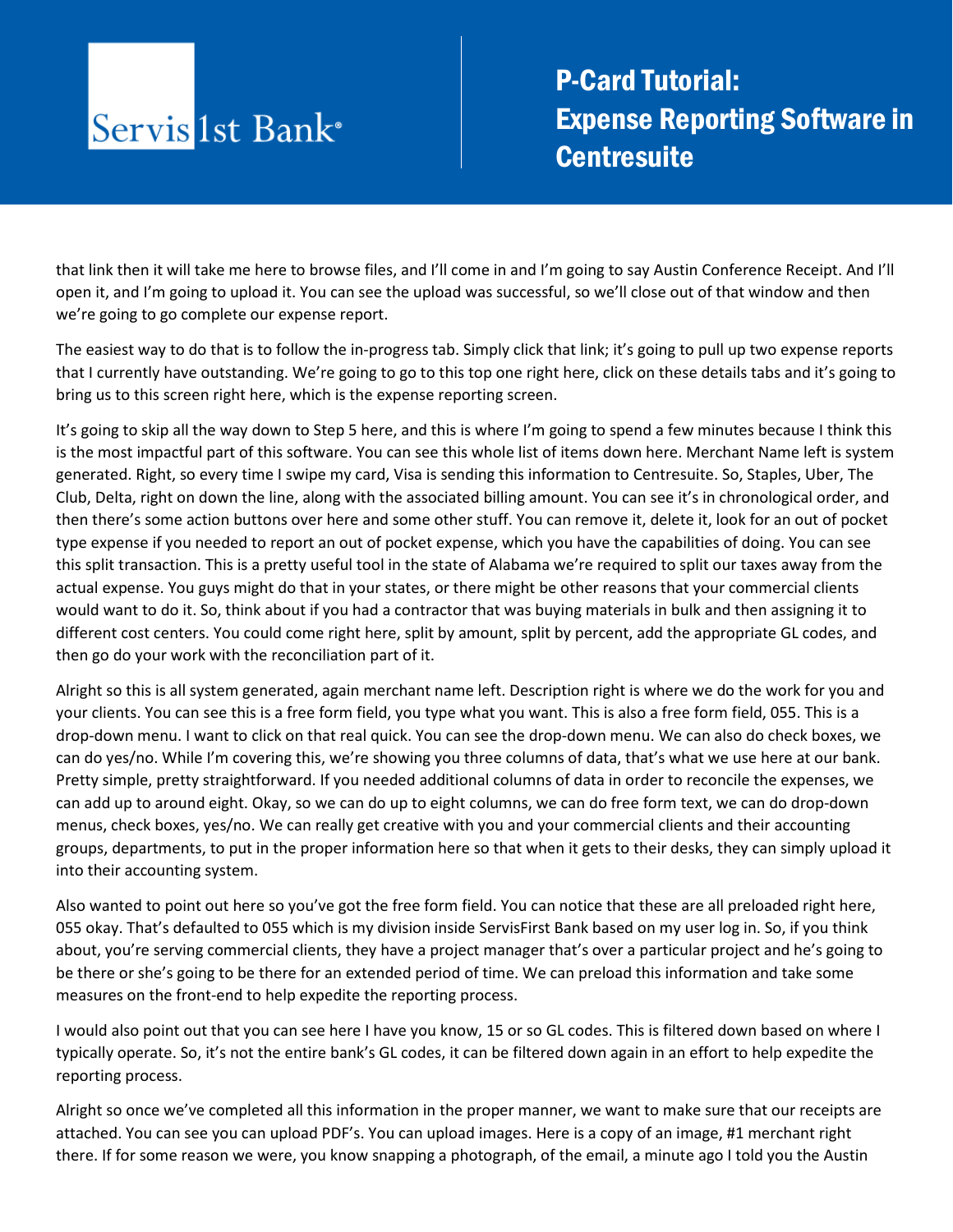that link then it will take me here to browse files, and I'll come in and I'm going to say Austin Conference Receipt. And I'll open it, and I'm going to upload it. You can see the upload was successful, so we'll close out of that window and then we're going to go complete our expense report.

The easiest way to do that is to follow the in-progress tab. Simply click that link; it's going to pull up two expense reports that I currently have outstanding. We're going to go to this top one right here, click on these details tabs and it's going to bring us to this screen right here, which is the expense reporting screen.

It's going to skip all the way down to Step 5 here, and this is where I'm going to spend a few minutes because I think this is the most impactful part of this software. You can see this whole list of items down here. Merchant Name left is system generated. Right, so every time I swipe my card, Visa is sending this information to Centresuite. So, Staples, Uber, The Club, Delta, right on down the line, along with the associated billing amount. You can see it's in chronological order, and then there's some action buttons over here and some other stuff. You can remove it, delete it, look for an out of pocket type expense if you needed to report an out of pocket expense, which you have the capabilities of doing. You can see this split transaction. This is a pretty useful tool in the state of Alabama we're required to split our taxes away from the actual expense. You guys might do that in your states, or there might be other reasons that your commercial clients would want to do it. So, think about if you had a contractor that was buying materials in bulk and then assigning it to different cost centers. You could come right here, split by amount, split by percent, add the appropriate GL codes, and then go do your work with the reconciliation part of it.

Alright so this is all system generated, again merchant name left. Description right is where we do the work for you and your clients. You can see this is a free form field, you type what you want. This is also a free form field, 055. This is a drop-down menu. I want to click on that real quick. You can see the drop-down menu. We can also do check boxes, we can do yes/no. While I'm covering this, we're showing you three columns of data, that's what we use here at our bank. Pretty simple, pretty straightforward. If you needed additional columns of data in order to reconcile the expenses, we can add up to around eight. Okay, so we can do up to eight columns, we can do free form text, we can do drop-down menus, check boxes, yes/no. We can really get creative with you and your commercial clients and their accounting groups, departments, to put in the proper information here so that when it gets to their desks, they can simply upload it into their accounting system.

Also wanted to point out here so you've got the free form field. You can notice that these are all preloaded right here, 055 okay. That's defaulted to 055 which is my division inside ServisFirst Bank based on my user log in. So, if you think about, you're serving commercial clients, they have a project manager that's over a particular project and he's going to be there or she's going to be there for an extended period of time. We can preload this information and take some measures on the front-end to help expedite the reporting process.

I would also point out that you can see here I have you know, 15 or so GL codes. This is filtered down based on where I typically operate. So, it's not the entire bank's GL codes, it can be filtered down again in an effort to help expedite the reporting process.

Alright so once we've completed all this information in the proper manner, we want to make sure that our receipts are attached. You can see you can upload PDF's. You can upload images. Here is a copy of an image, #1 merchant right there. If for some reason we were, you know snapping a photograph, of the email, a minute ago I told you the Austin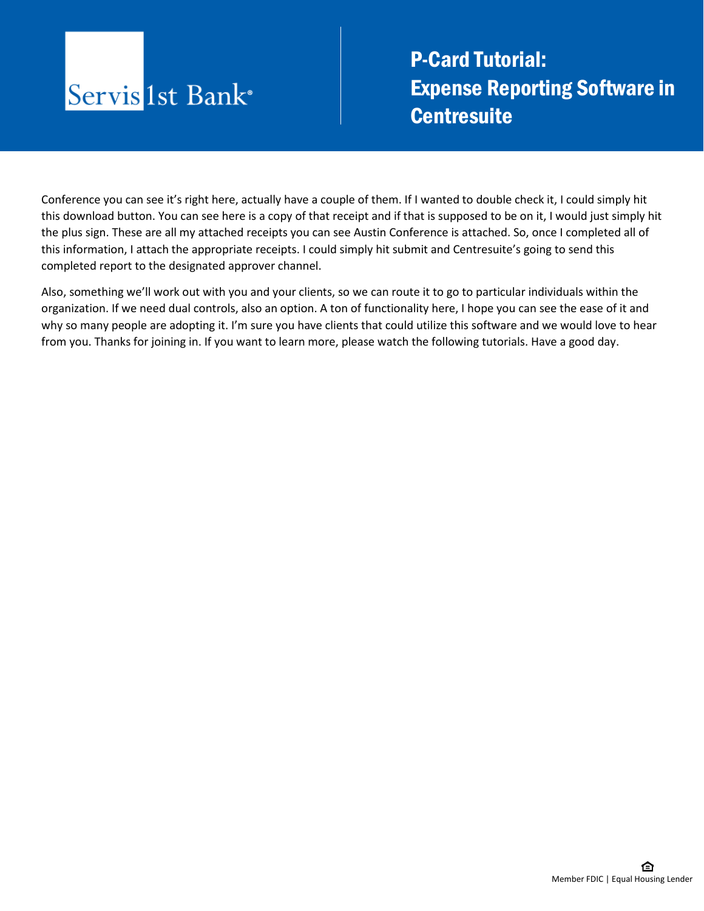# P-Card Tutorial: Expense Reporting Software in Centresuite

Conference you can see it's right here, actually have a couple of them. If I wanted to double check it, I could simply hit this download button. You can see here is a copy of that receipt and if that is supposed to be on it, I would just simply hit the plus sign. These are all my attached receipts you can see Austin Conference is attached. So, once I completed all of this information, I attach the appropriate receipts. I could simply hit submit and Centresuite's going to send this completed report to the designated approver channel.

Also, something we'll work out with you and your clients, so we can route it to go to particular individuals within the organization. If we need dual controls, also an option. A ton of functionality here, I hope you can see the ease of it and why so many people are adopting it. I'm sure you have clients that could utilize this software and we would love to hear from you. Thanks for joining in. If you want to learn more, please watch the following tutorials. Have a good day.